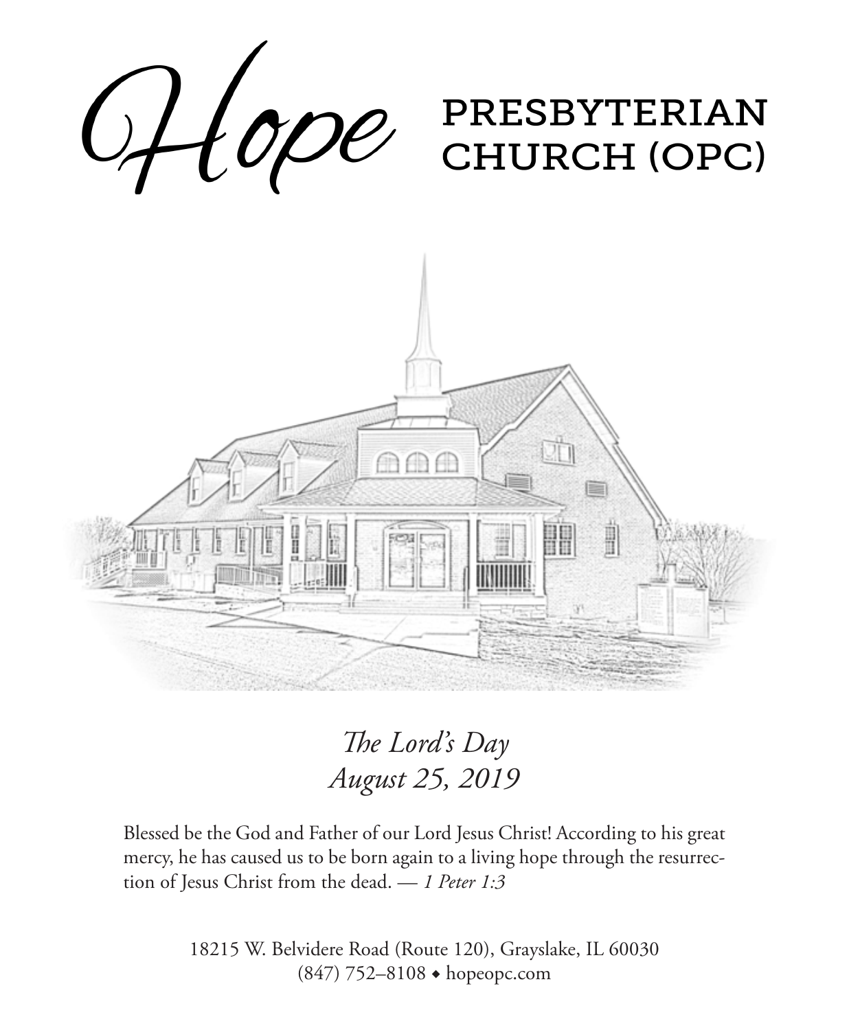# Hope PRESBYTERIAN CHURCH (OPC)

*The Lord's Day*
*August 25, 2019*

Blessed be the God and Father of our Lord Jesus Christ! According to his great mercy, he has caused us to be born again to a living hope through the resurrection of Jesus Christ from the dead. — *1 Peter 1:3*

18215 W. Belvidere Road (Route 120), Grayslake, IL 60030
(847) 752–8108 ◆ hopeopc.com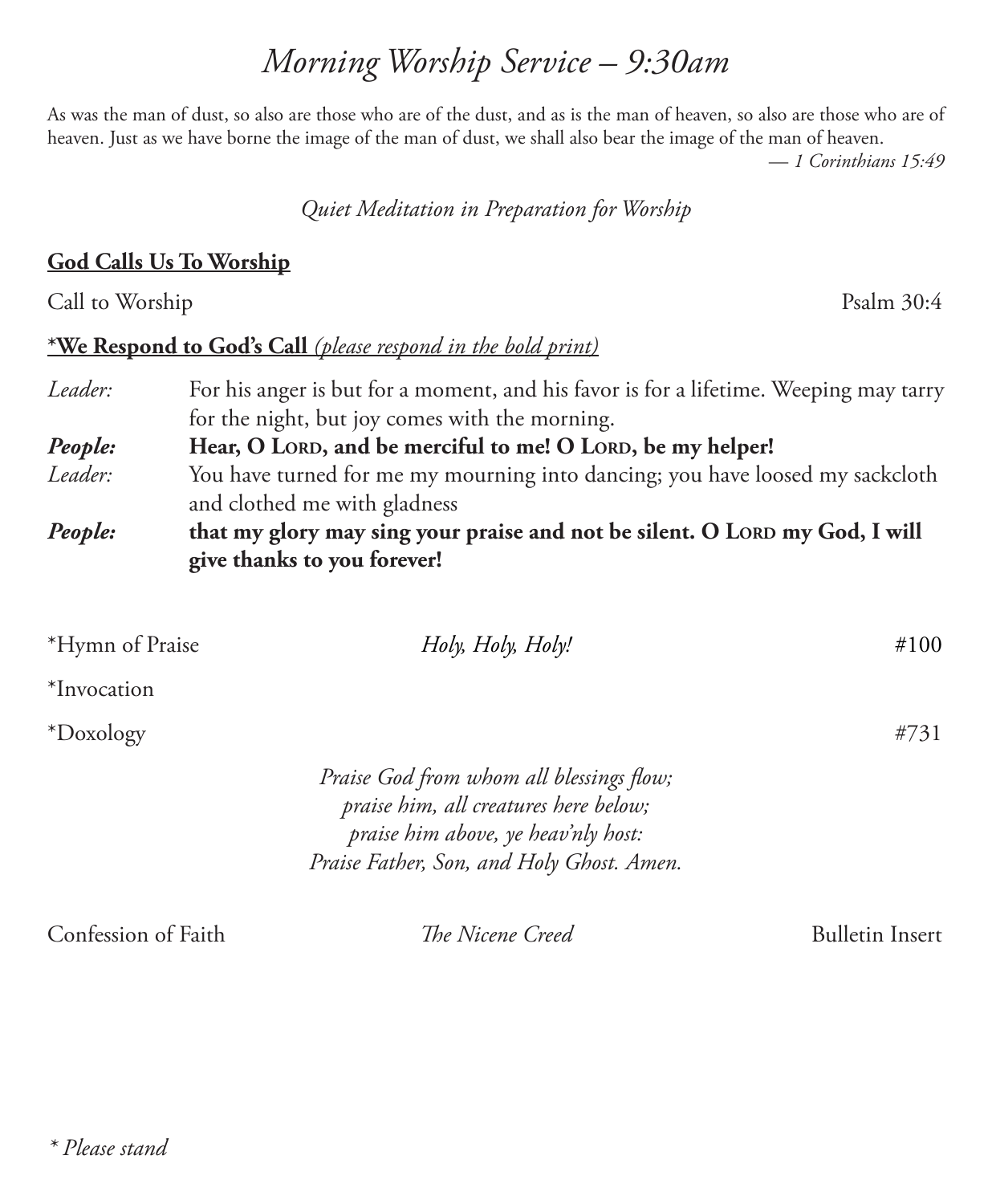# *Morning Worship Service – 9:30am*

As was the man of dust, so also are those who are of the dust, and as is the man of heaven, so also are those who are of heaven. Just as we have borne the image of the man of dust, we shall also bear the image of the man of heaven.

*— 1 Corinthians 15:49*

*Quiet Meditation in Preparation for Worship*

**God Calls Us To Worship**

Call to Worship — Psalm 30:4

***We Respond to God's Call** *(please respond in the bold print)*

*Leader:* For his anger is but for a moment, and his favor is for a lifetime. Weeping may tarry for the night, but joy comes with the morning.

***People:*** **Hear, O Lord, and be merciful to me! O Lord, be my helper!**

*Leader:* You have turned for me my mourning into dancing; you have loosed my sackcloth and clothed me with gladness

***People:*** **that my glory may sing your praise and not be silent. O Lord my God, I will give thanks to you forever!**

*Hymn of Praise — *Holy, Holy, Holy!* — #100

*Invocation

*Doxology — #731

*Praise God from whom all blessings flow;*
*praise him, all creatures here below;*
*praise him above, ye heav'nly host:*
*Praise Father, Son, and Holy Ghost. Amen.*

Confession of Faith — *The Nicene Creed* — Bulletin Insert

*\* Please stand*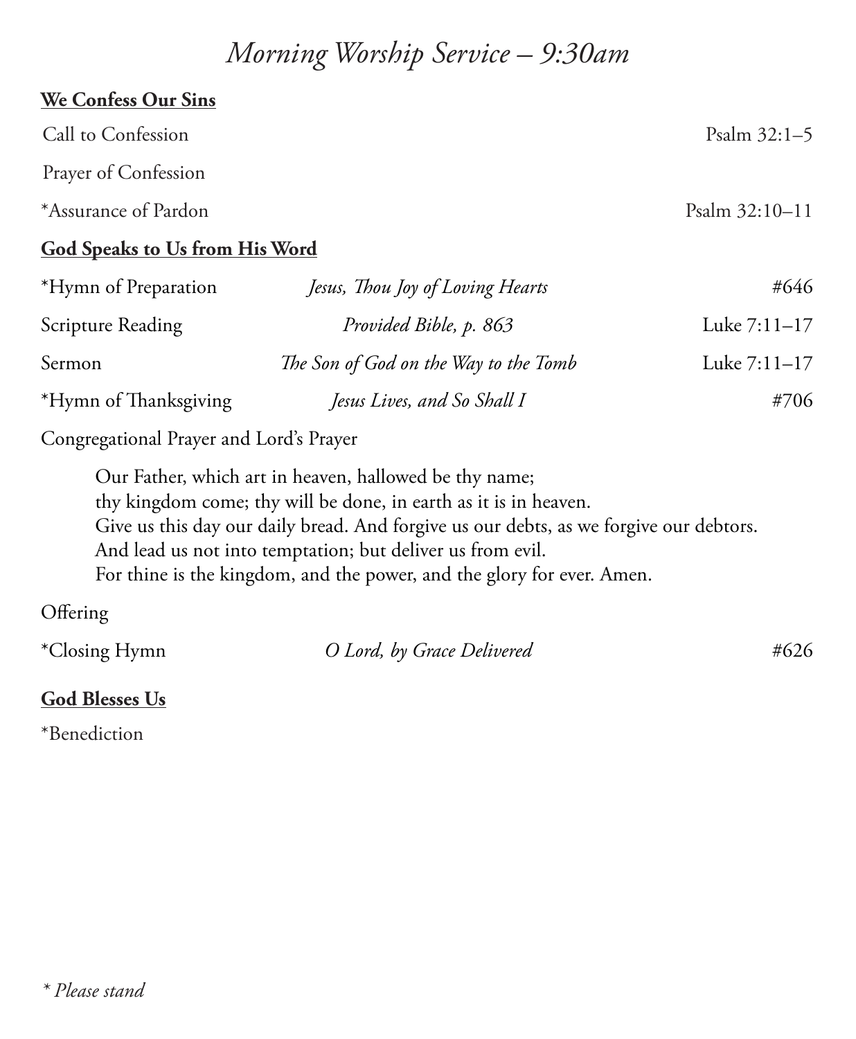# *Morning Worship Service – 9:30am*

**We Confess Our Sins**

| | | |
|---|---|---|
| Call to Confession | | Psalm 32:1–5 |
| Prayer of Confession | | |
| *Assurance of Pardon | | Psalm 32:10–11 |

**God Speaks to Us from His Word**

| | | |
|---|---|---|
| *Hymn of Preparation | *Jesus, Thou Joy of Loving Hearts* | #646 |
| Scripture Reading | *Provided Bible, p. 863* | Luke 7:11–17 |
| Sermon | *The Son of God on the Way to the Tomb* | Luke 7:11–17 |
| *Hymn of Thanksgiving | *Jesus Lives, and So Shall I* | #706 |

Congregational Prayer and Lord's Prayer

> Our Father, which art in heaven, hallowed be thy name;
> thy kingdom come; thy will be done, in earth as it is in heaven.
> Give us this day our daily bread. And forgive us our debts, as we forgive our debtors.
> And lead us not into temptation; but deliver us from evil.
> For thine is the kingdom, and the power, and the glory for ever. Amen.

Offering

| | | |
|---|---|---|
| *Closing Hymn | *O Lord, by Grace Delivered* | #626 |

**God Blesses Us**

*Benediction

*\* Please stand*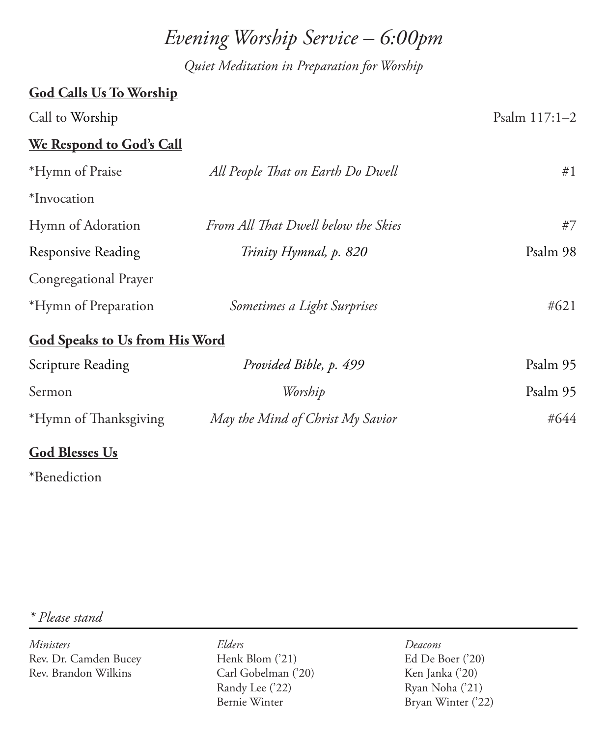# *Evening Worship Service – 6:00pm*

*Quiet Meditation in Preparation for Worship*

**God Calls Us To Worship**

| | | |
|---|---|---|
| Call to Worship | | Psalm 117:1–2 |

**We Respond to God's Call**

| | | |
|---|---|---|
| *Hymn of Praise | *All People That on Earth Do Dwell* | #1 |
| *Invocation | | |
| Hymn of Adoration | *From All That Dwell below the Skies* | #7 |
| Responsive Reading | *Trinity Hymnal, p. 820* | Psalm 98 |
| Congregational Prayer | | |
| *Hymn of Preparation | *Sometimes a Light Surprises* | #621 |

**God Speaks to Us from His Word**

| | | |
|---|---|---|
| Scripture Reading | *Provided Bible, p. 499* | Psalm 95 |
| Sermon | *Worship* | Psalm 95 |
| *Hymn of Thanksgiving | *May the Mind of Christ My Savior* | #644 |

**God Blesses Us**

*Benediction

*\* Please stand*

---

*Ministers*
Rev. Dr. Camden Bucey
Rev. Brandon Wilkins

*Elders*
Henk Blom ('21)
Carl Gobelman ('20)
Randy Lee ('22)
Bernie Winter

*Deacons*
Ed De Boer ('20)
Ken Janka ('20)
Ryan Noha ('21)
Bryan Winter ('22)